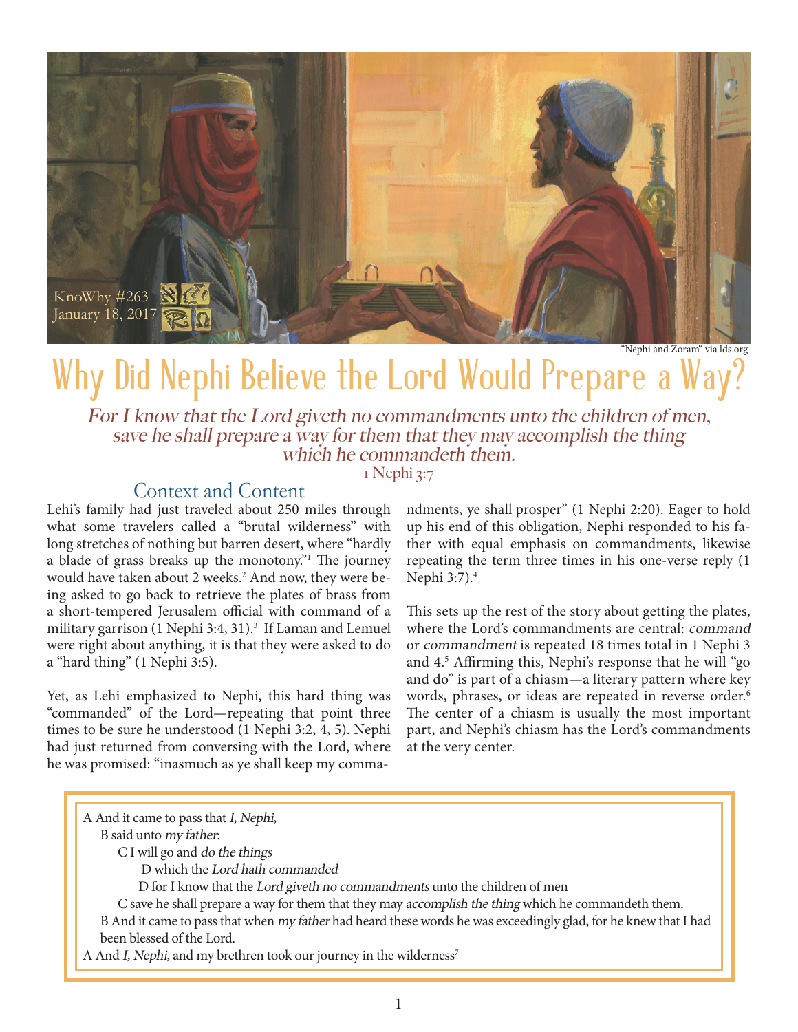KnoWhy #263
January 18, 2017

"Nephi and Zoram" via lds.org

# Why Did Nephi Believe the Lord Would Prepare a Way?

*For I know that the Lord giveth no commandments unto the children of men, save he shall prepare a way for them that they may accomplish the thing which he commandeth them.*

1 Nephi 3:7

## Context and Content

Lehi's family had just traveled about 250 miles through what some travelers called a "brutal wilderness" with long stretches of nothing but barren desert, where "hardly a blade of grass breaks up the monotony."[1] The journey would have taken about 2 weeks.[2] And now, they were being asked to go back to retrieve the plates of brass from a short-tempered Jerusalem official with command of a military garrison (1 Nephi 3:4, 31).[3] If Laman and Lemuel were right about anything, it is that they were asked to do a "hard thing" (1 Nephi 3:5).

Yet, as Lehi emphasized to Nephi, this hard thing was "commanded" of the Lord—repeating that point three times to be sure he understood (1 Nephi 3:2, 4, 5). Nephi had just returned from conversing with the Lord, where he was promised: "inasmuch as ye shall keep my commandments, ye shall prosper" (1 Nephi 2:20). Eager to hold up his end of this obligation, Nephi responded to his father with equal emphasis on commandments, likewise repeating the term three times in his one-verse reply (1 Nephi 3:7).[4]

This sets up the rest of the story about getting the plates, where the Lord's commandments are central: *command* or *commandment* is repeated 18 times total in 1 Nephi 3 and 4.[5] Affirming this, Nephi's response that he will "go and do" is part of a chiasm—a literary pattern where key words, phrases, or ideas are repeated in reverse order.[6] The center of a chiasm is usually the most important part, and Nephi's chiasm has the Lord's commandments at the very center.

> A And it came to pass that *I, Nephi,*
> &nbsp;&nbsp;B said unto *my father*:
> &nbsp;&nbsp;&nbsp;&nbsp;C I will go and *do the things*
> &nbsp;&nbsp;&nbsp;&nbsp;&nbsp;&nbsp;D which the *Lord hath commanded*
> &nbsp;&nbsp;&nbsp;&nbsp;&nbsp;&nbsp;D for I know that the *Lord giveth no commandments* unto the children of men
> &nbsp;&nbsp;&nbsp;&nbsp;C save he shall prepare a way for them that they may *accomplish the thing* which he commandeth them.
> &nbsp;&nbsp;B And it came to pass that when *my father* had heard these words he was exceedingly glad, for he knew that I had been blessed of the Lord.
> A And *I, Nephi,* and my brethren took our journey in the wilderness[7]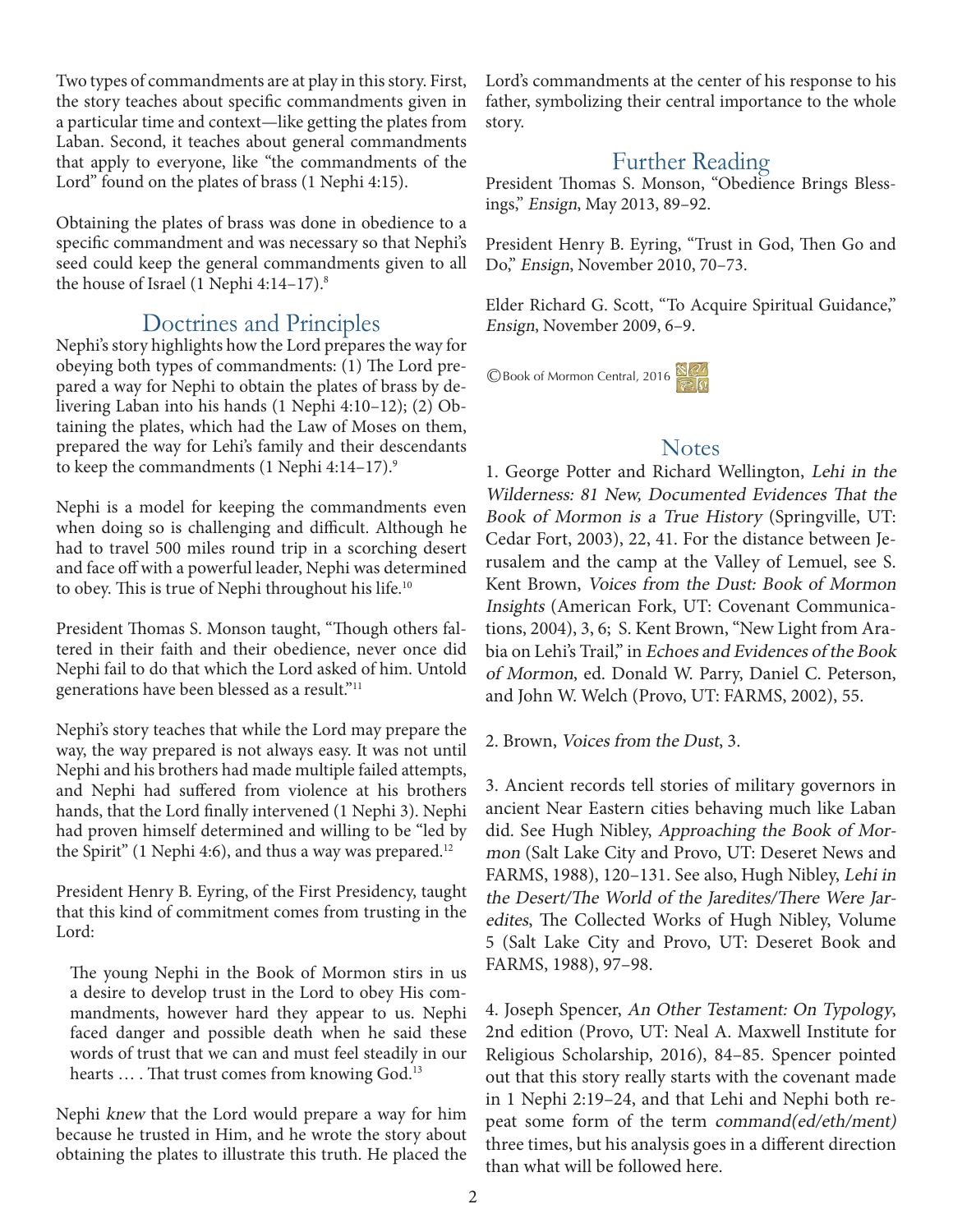Two types of commandments are at play in this story. First, the story teaches about specific commandments given in a particular time and context—like getting the plates from Laban. Second, it teaches about general commandments that apply to everyone, like "the commandments of the Lord" found on the plates of brass (1 Nephi 4:15).

Obtaining the plates of brass was done in obedience to a specific commandment and was necessary so that Nephi's seed could keep the general commandments given to all the house of Israel (1 Nephi 4:14–17).[8]

## Doctrines and Principles

Nephi's story highlights how the Lord prepares the way for obeying both types of commandments: (1) The Lord prepared a way for Nephi to obtain the plates of brass by delivering Laban into his hands (1 Nephi 4:10–12); (2) Obtaining the plates, which had the Law of Moses on them, prepared the way for Lehi's family and their descendants to keep the commandments (1 Nephi 4:14–17).[9]

Nephi is a model for keeping the commandments even when doing so is challenging and difficult. Although he had to travel 500 miles round trip in a scorching desert and face off with a powerful leader, Nephi was determined to obey. This is true of Nephi throughout his life.[10]

President Thomas S. Monson taught, "Though others faltered in their faith and their obedience, never once did Nephi fail to do that which the Lord asked of him. Untold generations have been blessed as a result."[11]

Nephi's story teaches that while the Lord may prepare the way, the way prepared is not always easy. It was not until Nephi and his brothers had made multiple failed attempts, and Nephi had suffered from violence at his brothers hands, that the Lord finally intervened (1 Nephi 3). Nephi had proven himself determined and willing to be "led by the Spirit" (1 Nephi 4:6), and thus a way was prepared.[12]

President Henry B. Eyring, of the First Presidency, taught that this kind of commitment comes from trusting in the Lord:

> The young Nephi in the Book of Mormon stirs in us a desire to develop trust in the Lord to obey His commandments, however hard they appear to us. Nephi faced danger and possible death when he said these words of trust that we can and must feel steadily in our hearts … . That trust comes from knowing God.[13]

Nephi *knew* that the Lord would prepare a way for him because he trusted in Him, and he wrote the story about obtaining the plates to illustrate this truth. He placed the Lord's commandments at the center of his response to his father, symbolizing their central importance to the whole story.

## Further Reading

President Thomas S. Monson, "Obedience Brings Blessings," *Ensign*, May 2013, 89–92.

President Henry B. Eyring, "Trust in God, Then Go and Do," *Ensign*, November 2010, 70–73.

Elder Richard G. Scott, "To Acquire Spiritual Guidance," *Ensign*, November 2009, 6–9.

©Book of Mormon Central, 2016

## Notes

1. George Potter and Richard Wellington, *Lehi in the Wilderness: 81 New, Documented Evidences That the Book of Mormon is a True History* (Springville, UT: Cedar Fort, 2003), 22, 41. For the distance between Jerusalem and the camp at the Valley of Lemuel, see S. Kent Brown, *Voices from the Dust: Book of Mormon Insights* (American Fork, UT: Covenant Communications, 2004), 3, 6; S. Kent Brown, "New Light from Arabia on Lehi's Trail," in *Echoes and Evidences of the Book of Mormon*, ed. Donald W. Parry, Daniel C. Peterson, and John W. Welch (Provo, UT: FARMS, 2002), 55.

2. Brown, *Voices from the Dust*, 3.

3. Ancient records tell stories of military governors in ancient Near Eastern cities behaving much like Laban did. See Hugh Nibley, *Approaching the Book of Mormon* (Salt Lake City and Provo, UT: Deseret News and FARMS, 1988), 120–131. See also, Hugh Nibley, *Lehi in the Desert/The World of the Jaredites/There Were Jaredites*, The Collected Works of Hugh Nibley, Volume 5 (Salt Lake City and Provo, UT: Deseret Book and FARMS, 1988), 97–98.

4. Joseph Spencer, *An Other Testament: On Typology*, 2nd edition (Provo, UT: Neal A. Maxwell Institute for Religious Scholarship, 2016), 84–85. Spencer pointed out that this story really starts with the covenant made in 1 Nephi 2:19–24, and that Lehi and Nephi both repeat some form of the term *command(ed/eth/ment)* three times, but his analysis goes in a different direction than what will be followed here.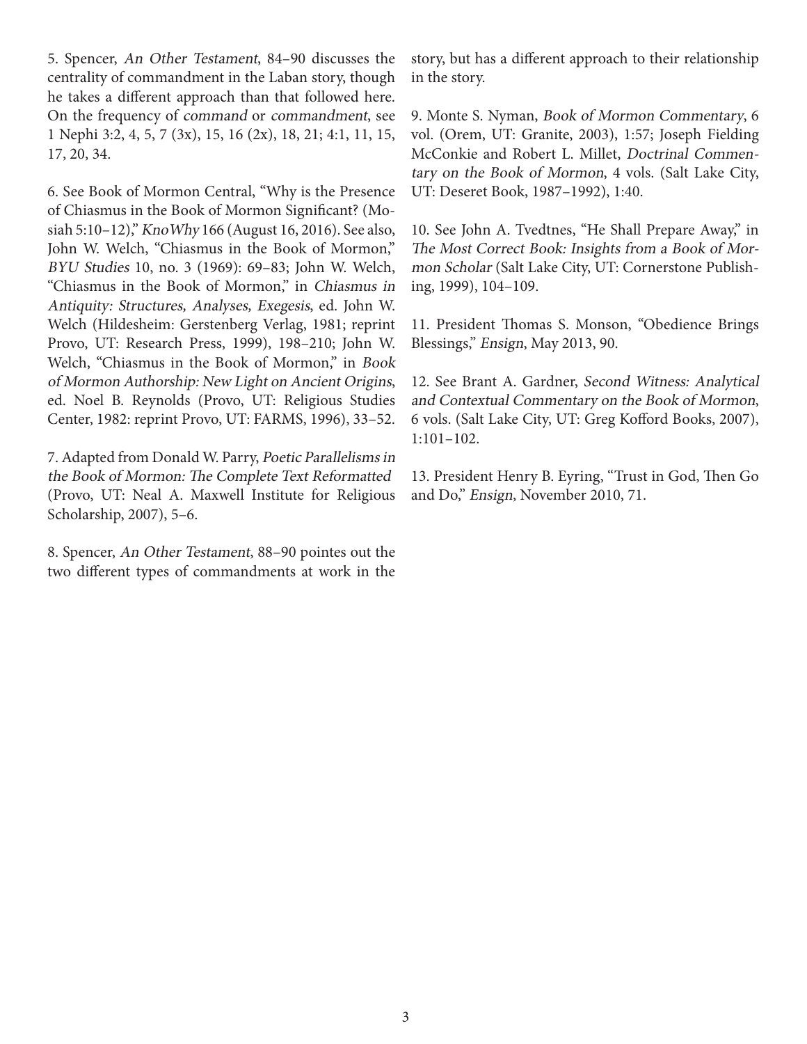5. Spencer, *An Other Testament*, 84–90 discusses the centrality of commandment in the Laban story, though he takes a different approach than that followed here. On the frequency of *command* or *commandment*, see 1 Nephi 3:2, 4, 5, 7 (3x), 15, 16 (2x), 18, 21; 4:1, 11, 15, 17, 20, 34.

6. See Book of Mormon Central, "Why is the Presence of Chiasmus in the Book of Mormon Significant? (Mosiah 5:10–12)," *KnoWhy* 166 (August 16, 2016). See also, John W. Welch, "Chiasmus in the Book of Mormon," *BYU Studies* 10, no. 3 (1969): 69–83; John W. Welch, "Chiasmus in the Book of Mormon," in *Chiasmus in Antiquity: Structures, Analyses, Exegesis*, ed. John W. Welch (Hildesheim: Gerstenberg Verlag, 1981; reprint Provo, UT: Research Press, 1999), 198–210; John W. Welch, "Chiasmus in the Book of Mormon," in *Book of Mormon Authorship: New Light on Ancient Origins*, ed. Noel B. Reynolds (Provo, UT: Religious Studies Center, 1982: reprint Provo, UT: FARMS, 1996), 33–52.

7. Adapted from Donald W. Parry, *Poetic Parallelisms in the Book of Mormon: The Complete Text Reformatted* (Provo, UT: Neal A. Maxwell Institute for Religious Scholarship, 2007), 5–6.

8. Spencer, *An Other Testament*, 88–90 pointes out the two different types of commandments at work in the story, but has a different approach to their relationship in the story.

9. Monte S. Nyman, *Book of Mormon Commentary*, 6 vol. (Orem, UT: Granite, 2003), 1:57; Joseph Fielding McConkie and Robert L. Millet, *Doctrinal Commentary on the Book of Mormon*, 4 vols. (Salt Lake City, UT: Deseret Book, 1987–1992), 1:40.

10. See John A. Tvedtnes, "He Shall Prepare Away," in *The Most Correct Book: Insights from a Book of Mormon Scholar* (Salt Lake City, UT: Cornerstone Publishing, 1999), 104–109.

11. President Thomas S. Monson, "Obedience Brings Blessings," *Ensign*, May 2013, 90.

12. See Brant A. Gardner, *Second Witness: Analytical and Contextual Commentary on the Book of Mormon*, 6 vols. (Salt Lake City, UT: Greg Kofford Books, 2007), 1:101–102.

13. President Henry B. Eyring, "Trust in God, Then Go and Do," *Ensign*, November 2010, 71.